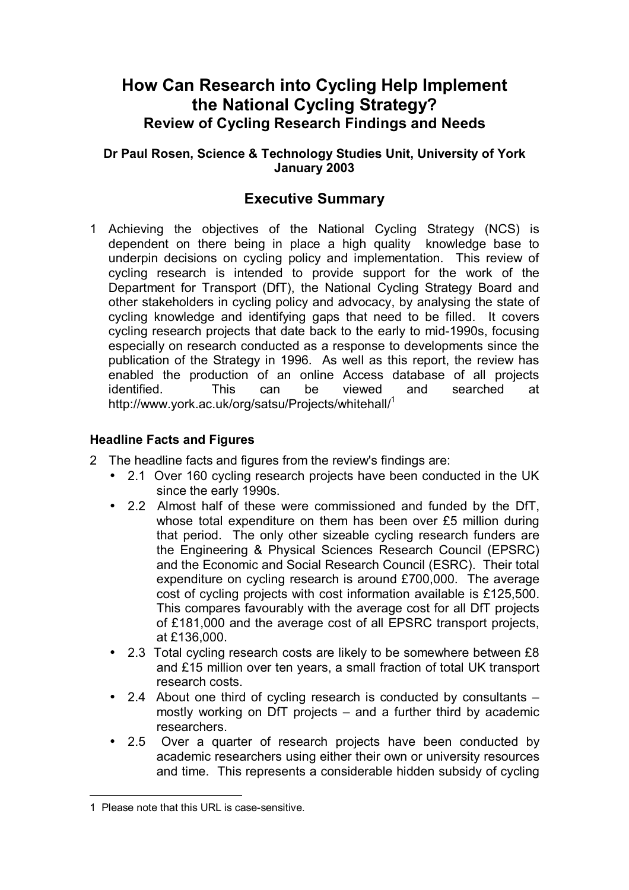# How Can Research into Cycling Help Implement the National Cycling Strategy?

## Review of Cycling Research Findings and Needs

**Dr Paul Rosen, Science & Technology Studies Unit, University of York**
**January 2003**

## Executive Summary

1 Achieving the objectives of the National Cycling Strategy (NCS) is dependent on there being in place a high quality knowledge base to underpin decisions on cycling policy and implementation. This review of cycling research is intended to provide support for the work of the Department for Transport (DfT), the National Cycling Strategy Board and other stakeholders in cycling policy and advocacy, by analysing the state of cycling knowledge and identifying gaps that need to be filled. It covers cycling research projects that date back to the early to mid-1990s, focusing especially on research conducted as a response to developments since the publication of the Strategy in 1996. As well as this report, the review has enabled the production of an online Access database of all projects identified. This can be viewed and searched at http://www.york.ac.uk/org/satsu/Projects/whitehall/[1]

### Headline Facts and Figures

2 The headline facts and figures from the review's findings are:

- 2.1 Over 160 cycling research projects have been conducted in the UK since the early 1990s.
- 2.2 Almost half of these were commissioned and funded by the DfT, whose total expenditure on them has been over £5 million during that period. The only other sizeable cycling research funders are the Engineering & Physical Sciences Research Council (EPSRC) and the Economic and Social Research Council (ESRC). Their total expenditure on cycling research is around £700,000. The average cost of cycling projects with cost information available is £125,500. This compares favourably with the average cost for all DfT projects of £181,000 and the average cost of all EPSRC transport projects, at £136,000.
- 2.3 Total cycling research costs are likely to be somewhere between £8 and £15 million over ten years, a small fraction of total UK transport research costs.
- 2.4 About one third of cycling research is conducted by consultants – mostly working on DfT projects – and a further third by academic researchers.
- 2.5 Over a quarter of research projects have been conducted by academic researchers using either their own or university resources and time. This represents a considerable hidden subsidy of cycling

---

1 Please note that this URL is case-sensitive.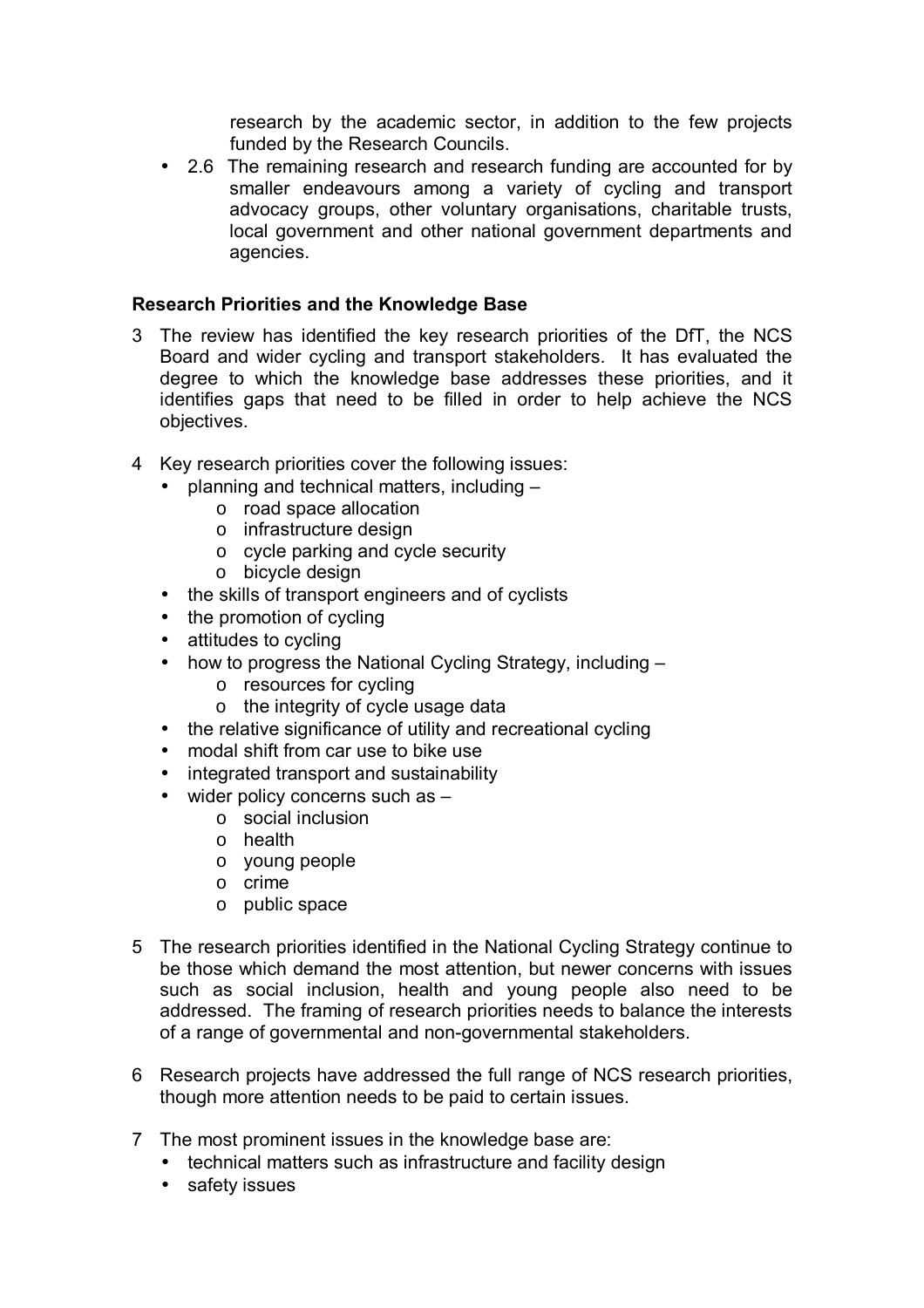research by the academic sector, in addition to the few projects funded by the Research Councils.

- 2.6 The remaining research and research funding are accounted for by smaller endeavours among a variety of cycling and transport advocacy groups, other voluntary organisations, charitable trusts, local government and other national government departments and agencies.

**Research Priorities and the Knowledge Base**

3 The review has identified the key research priorities of the DfT, the NCS Board and wider cycling and transport stakeholders. It has evaluated the degree to which the knowledge base addresses these priorities, and it identifies gaps that need to be filled in order to help achieve the NCS objectives.

4 Key research priorities cover the following issues:
- planning and technical matters, including –
  - road space allocation
  - infrastructure design
  - cycle parking and cycle security
  - bicycle design
- the skills of transport engineers and of cyclists
- the promotion of cycling
- attitudes to cycling
- how to progress the National Cycling Strategy, including –
  - resources for cycling
  - the integrity of cycle usage data
- the relative significance of utility and recreational cycling
- modal shift from car use to bike use
- integrated transport and sustainability
- wider policy concerns such as –
  - social inclusion
  - health
  - young people
  - crime
  - public space

5 The research priorities identified in the National Cycling Strategy continue to be those which demand the most attention, but newer concerns with issues such as social inclusion, health and young people also need to be addressed. The framing of research priorities needs to balance the interests of a range of governmental and non-governmental stakeholders.

6 Research projects have addressed the full range of NCS research priorities, though more attention needs to be paid to certain issues.

7 The most prominent issues in the knowledge base are:
- technical matters such as infrastructure and facility design
- safety issues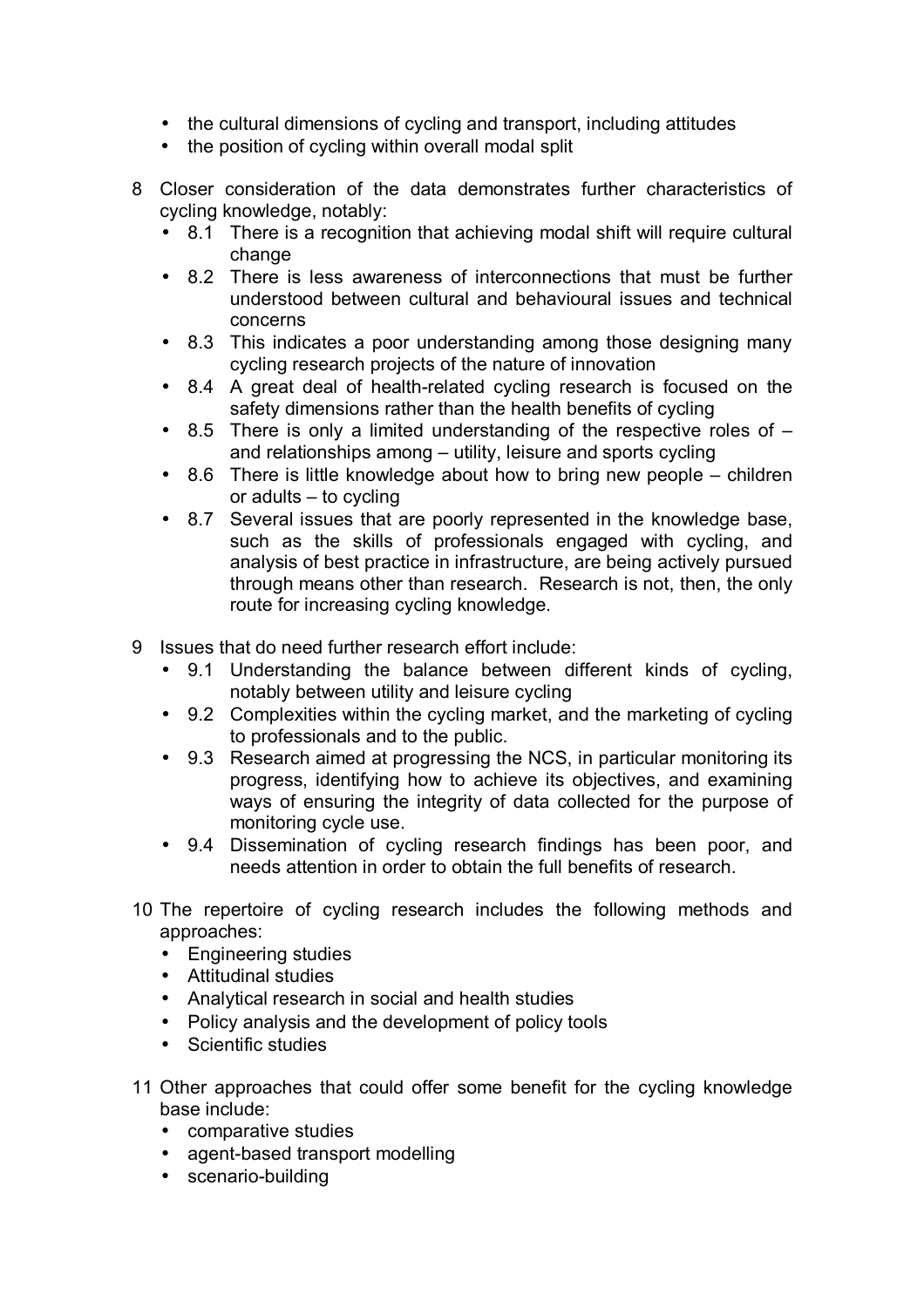- the cultural dimensions of cycling and transport, including attitudes
- the position of cycling within overall modal split

8 Closer consideration of the data demonstrates further characteristics of cycling knowledge, notably:
   - 8.1 There is a recognition that achieving modal shift will require cultural change
   - 8.2 There is less awareness of interconnections that must be further understood between cultural and behavioural issues and technical concerns
   - 8.3 This indicates a poor understanding among those designing many cycling research projects of the nature of innovation
   - 8.4 A great deal of health-related cycling research is focused on the safety dimensions rather than the health benefits of cycling
   - 8.5 There is only a limited understanding of the respective roles of – and relationships among – utility, leisure and sports cycling
   - 8.6 There is little knowledge about how to bring new people – children or adults – to cycling
   - 8.7 Several issues that are poorly represented in the knowledge base, such as the skills of professionals engaged with cycling, and analysis of best practice in infrastructure, are being actively pursued through means other than research. Research is not, then, the only route for increasing cycling knowledge.

9 Issues that do need further research effort include:
   - 9.1 Understanding the balance between different kinds of cycling, notably between utility and leisure cycling
   - 9.2 Complexities within the cycling market, and the marketing of cycling to professionals and to the public.
   - 9.3 Research aimed at progressing the NCS, in particular monitoring its progress, identifying how to achieve its objectives, and examining ways of ensuring the integrity of data collected for the purpose of monitoring cycle use.
   - 9.4 Dissemination of cycling research findings has been poor, and needs attention in order to obtain the full benefits of research.

10 The repertoire of cycling research includes the following methods and approaches:
   - Engineering studies
   - Attitudinal studies
   - Analytical research in social and health studies
   - Policy analysis and the development of policy tools
   - Scientific studies

11 Other approaches that could offer some benefit for the cycling knowledge base include:
   - comparative studies
   - agent-based transport modelling
   - scenario-building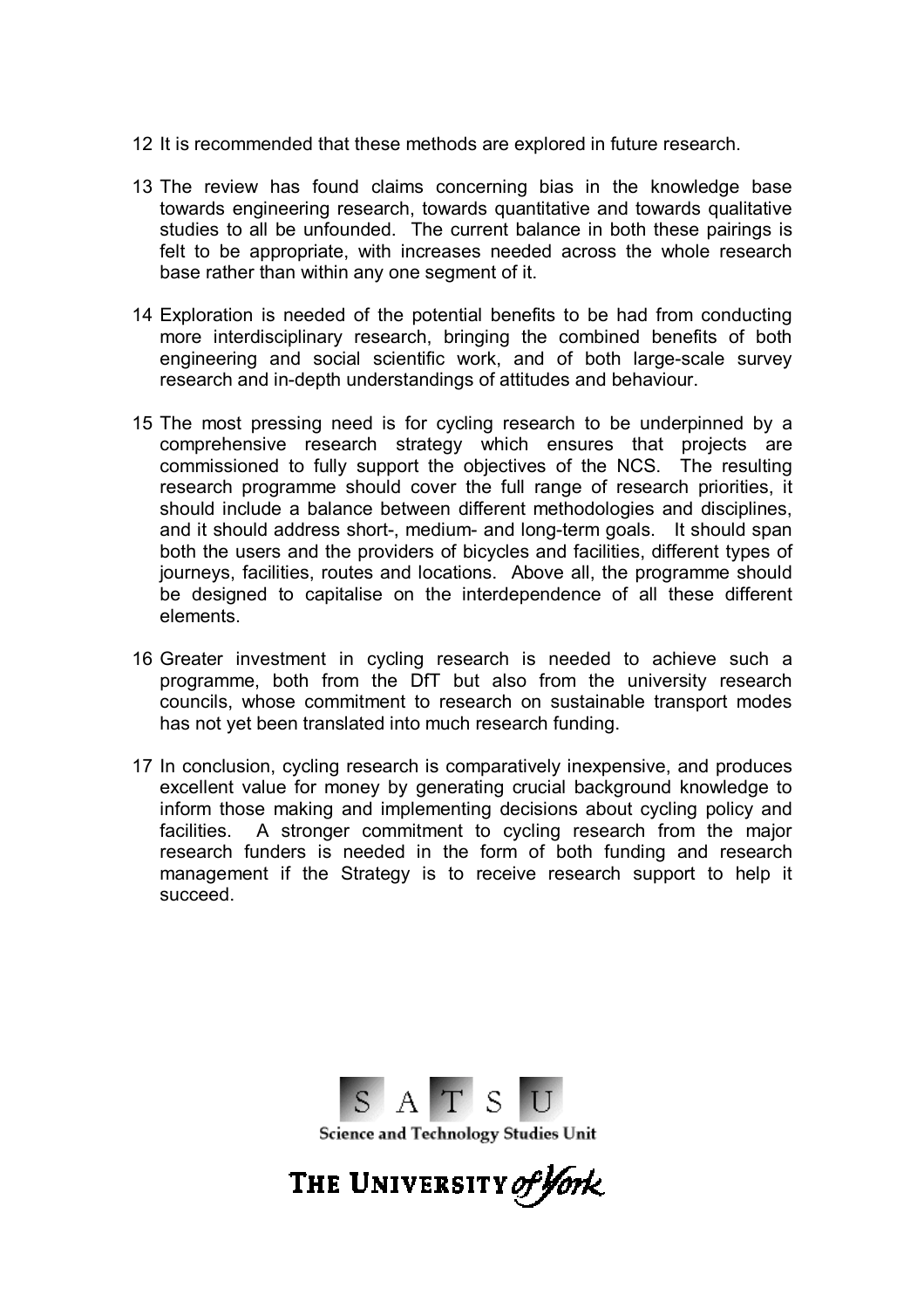12 It is recommended that these methods are explored in future research.

13 The review has found claims concerning bias in the knowledge base towards engineering research, towards quantitative and towards qualitative studies to all be unfounded. The current balance in both these pairings is felt to be appropriate, with increases needed across the whole research base rather than within any one segment of it.

14 Exploration is needed of the potential benefits to be had from conducting more interdisciplinary research, bringing the combined benefits of both engineering and social scientific work, and of both large-scale survey research and in-depth understandings of attitudes and behaviour.

15 The most pressing need is for cycling research to be underpinned by a comprehensive research strategy which ensures that projects are commissioned to fully support the objectives of the NCS. The resulting research programme should cover the full range of research priorities, it should include a balance between different methodologies and disciplines, and it should address short-, medium- and long-term goals. It should span both the users and the providers of bicycles and facilities, different types of journeys, facilities, routes and locations. Above all, the programme should be designed to capitalise on the interdependence of all these different elements.

16 Greater investment in cycling research is needed to achieve such a programme, both from the DfT but also from the university research councils, whose commitment to research on sustainable transport modes has not yet been translated into much research funding.

17 In conclusion, cycling research is comparatively inexpensive, and produces excellent value for money by generating crucial background knowledge to inform those making and implementing decisions about cycling policy and facilities. A stronger commitment to cycling research from the major research funders is needed in the form of both funding and research management if the Strategy is to receive research support to help it succeed.

S A T S U

Science and Technology Studies Unit

THE UNIVERSITY of York